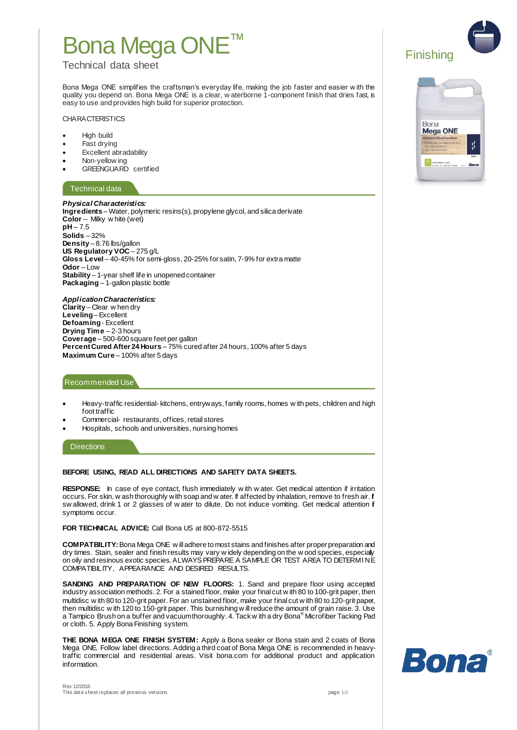# Bona Mega ONE™

Technical data sheet

Finishing

Bona Mega ONE simplifies the craftsman's everyday life, making the job faster and easier with the quality you depend on. Bona Mega ONE is a clear, waterborne 1-component finish that dries fast, is easy to use and provides high build for superior protection.

CHARACTERISTICS

- High build
- Fast drying
- Excellent abradability
- Non-yellowing
- GREENGUARD certified

## Technical data

***Physical Characteristics:***
**Ingredients** – Water, polymeric resins(s), propylene glycol, and silica derivate
**Color** – Milky white (wet)
**pH** – 7.5
**Solids** – 32%
**Density** – 8.76 lbs/gallon
**US Regulatory VOC** – 275 g/L
**Gloss Level** – 40-45% for semi-gloss, 20-25% for satin, 7-9% for extra matte
**Odor** – Low
**Stability** – 1-year shelf life in unopened container
**Packaging** – 1-gallon plastic bottle

***Application Characteristics:***
**Clarity** – Clear when dry
**Leveling** – Excellent
**Defoaming** - Excellent
**Drying Time** – 2-3 hours
**Coverage** – 500-600 square feet per gallon
**Percent Cured After 24 Hours** – 75% cured after 24 hours, 100% after 5 days
**Maximum Cure** – 100% after 5 days

## Recommended Use

- Heavy-traffic residential- kitchens, entryways, family rooms, homes with pets, children and high foot traffic
- Commercial- restaurants, offices, retail stores
- Hospitals, schools and universities, nursing homes

## Directions

**BEFORE USING, READ ALL DIRECTIONS AND SAFETY DATA SHEETS.**

**RESPONSE:** In case of eye contact, flush immediately with water. Get medical attention if irritation occurs. For skin, wash thoroughly with soap and water. If affected by inhalation, remove to fresh air. If swallowed, drink 1 or 2 glasses of water to dilute. Do not induce vomiting. Get medical attention if symptoms occur.

**FOR TECHNICAL ADVICE:** Call Bona US at 800-872-5515

**COMPATBILITY:** Bona Mega ONE will adhere to most stains and finishes after proper preparation and dry times. Stain, sealer and finish results may vary widely depending on the wood species, especially on oily and resinous exotic species. ALWAYS PREPARE A SAMPLE OR TEST AREA TO DETERMINE COMPATIBILITY, APPEARANCE AND DESIRED RESULTS.

**SANDING AND PREPARATION OF NEW FLOORS:** 1. Sand and prepare floor using accepted industry association methods. 2. For a stained floor, make your final cut with 80 to 100-grit paper, then multidisc with 80 to 120-grit paper. For an unstained floor, make your final cut with 80 to 120-grit paper, then multidisc with 120 to 150-grit paper. This burnishing will reduce the amount of grain raise. 3. Use a Tampico Brush on a buffer and vacuum thoroughly. 4. Tack with a dry Bona® Microfiber Tacking Pad or cloth. 5. Apply Bona Finishing system.

**THE BONA MEGA ONE FINISH SYSTEM:** Apply a Bona sealer or Bona stain and 2 coats of Bona Mega ONE. Follow label directions. Adding a third coat of Bona Mega ONE is recommended in heavy-traffic commercial and residential areas. Visit bona.com for additional product and application information.

Rev 12/2018
This data sheet replaces all previous versions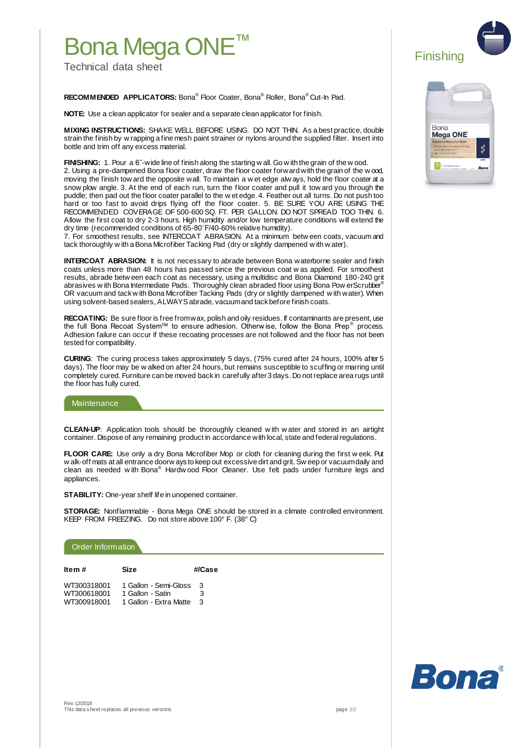# Bona Mega ONE™

Technical data sheet

Finishing

**RECOMMENDED APPLICATORS:** Bona® Floor Coater, Bona® Roller, Bona® Cut-In Pad.

**NOTE:** Use a clean applicator for sealer and a separate clean applicator for finish.

**MIXING INSTRUCTIONS:** SHAKE WELL BEFORE USING. DO NOT THIN. As a best practice, double strain the finish by wrapping a fine mesh paint strainer or nylons around the supplied filter. Insert into bottle and trim off any excess material.

**FINISHING:** 1. Pour a 6″-wide line of finish along the starting wall. Go with the grain of the wood. 2. Using a pre-dampened Bona floor coater, draw the floor coater forward with the grain of the wood, moving the finish toward the opposite wall. To maintain a wet edge always, hold the floor coater at a snow plow angle. 3. At the end of each run, turn the floor coater and pull it toward you through the puddle; then pad out the floor coater parallel to the wet edge. 4. Feather out all turns. Do not push too hard or too fast to avoid drips flying off the floor coater. 5. BE SURE YOU ARE USING THE RECOMMENDED COVERAGE OF 500-600 SQ. FT. PER GALLON. DO NOT SPREAD TOO THIN. 6. Allow the first coat to dry 2-3 hours. High humidity and/or low temperature conditions will extend the dry time (recommended conditions of 65-80˚F/40-60% relative humidity).
7. For smoothest results, see INTERCOAT ABRASION. At a minimum between coats, vacuum and tack thoroughly with a Bona Microfiber Tacking Pad (dry or slightly dampened with water).

**INTERCOAT ABRASION:** It is not necessary to abrade between Bona waterborne sealer and finish coats unless more than 48 hours has passed since the previous coat was applied. For smoothest results, abrade between each coat as necessary, using a multidisc and Bona Diamond 180-240 grit abrasives with Bona Intermediate Pads. Thoroughly clean abraded floor using Bona PowerScrubber® OR vacuum and tack with Bona Microfiber Tacking Pads (dry or slightly dampened with water). When using solvent-based sealers, ALWAYS abrade, vacuum and tack before finish coats.

**RECOATING:** Be sure floor is free from wax, polish and oily residues. If contaminants are present, use the full Bona Recoat System™ to ensure adhesion. Otherwise, follow the Bona Prep® process. Adhesion failure can occur if these recoating processes are not followed and the floor has not been tested for compatibility.

**CURING**: The curing process takes approximately 5 days, (75% cured after 24 hours, 100% after 5 days). The floor may be walked on after 24 hours, but remains susceptible to scuffing or marring until completely cured. Furniture can be moved back in carefully after 3 days. Do not replace area rugs until the floor has fully cured.

## Maintenance

**CLEAN-UP**: Application tools should be thoroughly cleaned with water and stored in an airtight container. Dispose of any remaining product in accordance with local, state and federal regulations.

**FLOOR CARE:** Use only a dry Bona Microfiber Mop or cloth for cleaning during the first week. Put walk-off mats at all entrance doorways to keep out excessive dirt and grit. Sweep or vacuum daily and clean as needed with Bona® Hardwood Floor Cleaner. Use felt pads under furniture legs and appliances.

**STABILITY:** One-year shelf life in unopened container.

**STORAGE:** Nonflammable - Bona Mega ONE should be stored in a climate controlled environment. KEEP FROM FREEZING. Do not store above 100° F. (38° C)

## Order Information

| Item # | Size | #/Case |
|---|---|---|
| WT300318001 | 1 Gallon - Semi-Gloss | 3 |
| WT300618001 | 1 Gallon - Satin | 3 |
| WT300918001 | 1 Gallon - Extra Matte | 3 |

Rev 12/2018
This data sheet replaces all previous versions